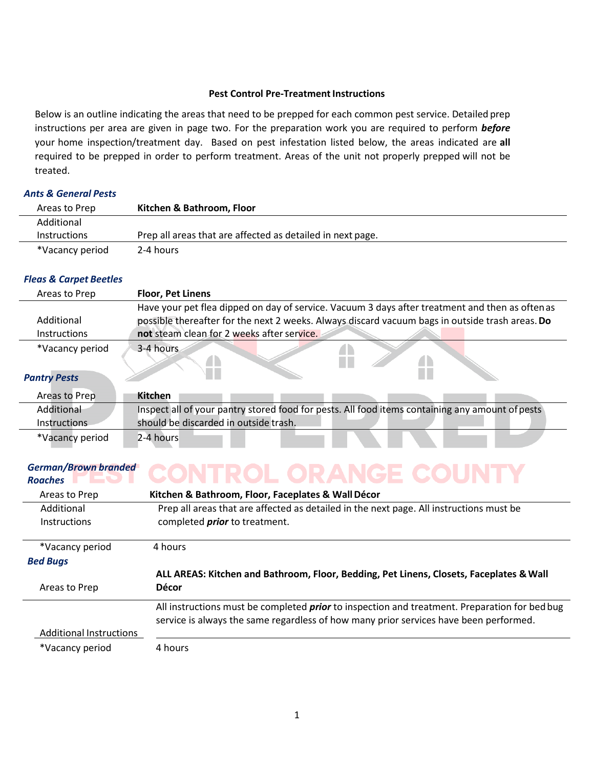**Pest Control Pre-Treatment Instructions**

Below is an outline indicating the areas that need to be prepped for each common pest service. Detailed prep instructions per area are given in page two. For the preparation work you are required to perform ***before*** your home inspection/treatment day. Based on pest infestation listed below, the areas indicated are **all** required to be prepped in order to perform treatment. Areas of the unit not properly prepped will not be treated.

### *Ants & General Pests*

| | |
|---|---|
| Areas to Prep | **Kitchen & Bathroom, Floor** |
| Additional Instructions | Prep all areas that are affected as detailed in next page. |
| *Vacancy period | 2-4 hours |

### *Fleas & Carpet Beetles*

| | |
|---|---|
| Areas to Prep | **Floor, Pet Linens** |
| Additional Instructions | Have your pet flea dipped on day of service. Vacuum 3 days after treatment and then as often as possible thereafter for the next 2 weeks. Always discard vacuum bags in outside trash areas. **Do not** steam clean for 2 weeks after service. |
| *Vacancy period | 3-4 hours |

### *Pantry Pests*

| | |
|---|---|
| Areas to Prep | **Kitchen** |
| Additional Instructions | Inspect all of your pantry stored food for pests. All food items containing any amount of pests should be discarded in outside trash. |
| *Vacancy period | 2-4 hours |

### *German/Brown branded Roaches*

| | |
|---|---|
| Areas to Prep | **Kitchen & Bathroom, Floor, Faceplates & Wall Décor** |
| Additional Instructions | Prep all areas that are affected as detailed in the next page. All instructions must be completed ***prior*** to treatment. |
| *Vacancy period | 4 hours |

### *Bed Bugs*

| | |
|---|---|
| Areas to Prep | **ALL AREAS: Kitchen and Bathroom, Floor, Bedding, Pet Linens, Closets, Faceplates & Wall Décor** |
| Additional Instructions | All instructions must be completed ***prior*** to inspection and treatment. Preparation for bed bug service is always the same regardless of how many prior services have been performed. |
| *Vacancy period | 4 hours |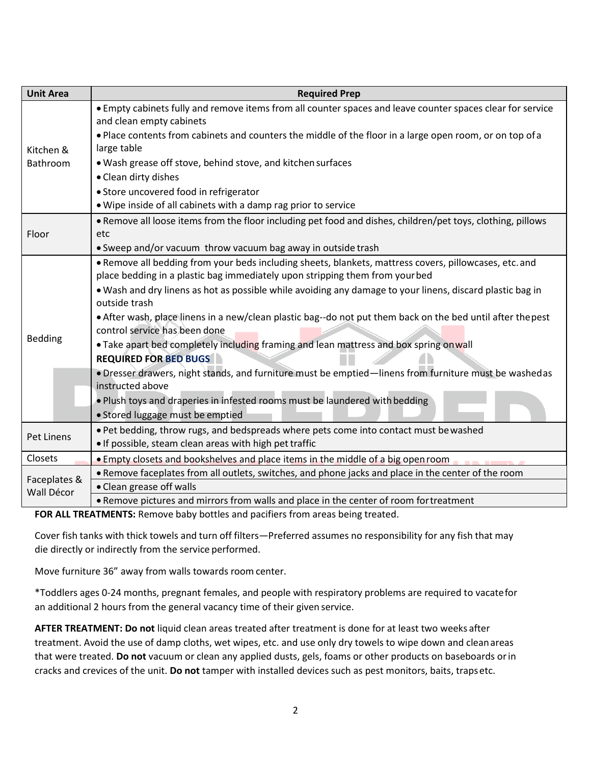| Unit Area | Required Prep |
|---|---|
| Kitchen & Bathroom | • Empty cabinets fully and remove items from all counter spaces and leave counter spaces clear for service and clean empty cabinets<br>• Place contents from cabinets and counters the middle of the floor in a large open room, or on top of a large table<br>• Wash grease off stove, behind stove, and kitchen surfaces<br>• Clean dirty dishes<br>• Store uncovered food in refrigerator<br>• Wipe inside of all cabinets with a damp rag prior to service |
| Floor | • Remove all loose items from the floor including pet food and dishes, children/pet toys, clothing, pillows etc<br>• Sweep and/or vacuum throw vacuum bag away in outside trash |
| Bedding | • Remove all bedding from your beds including sheets, blankets, mattress covers, pillowcases, etc. and place bedding in a plastic bag immediately upon stripping them from your bed<br>• Wash and dry linens as hot as possible while avoiding any damage to your linens, discard plastic bag in outside trash<br>• After wash, place linens in a new/clean plastic bag--do not put them back on the bed until after the pest control service has been done<br>• Take apart bed completely including framing and lean mattress and box spring on wall<br>**REQUIRED FOR BED BUGS**<br>• Dresser drawers, night stands, and furniture must be emptied—linens from furniture must be washed as instructed above<br>• Plush toys and draperies in infested rooms must be laundered with bedding<br>• Stored luggage must be emptied |
| Pet Linens | • Pet bedding, throw rugs, and bedspreads where pets come into contact must be washed<br>• If possible, steam clean areas with high pet traffic |
| Closets | • Empty closets and bookshelves and place items in the middle of a big open room |
| Faceplates & Wall Décor | • Remove faceplates from all outlets, switches, and phone jacks and place in the center of the room<br>• Clean grease off walls<br>• Remove pictures and mirrors from walls and place in the center of room for treatment |

**FOR ALL TREATMENTS:** Remove baby bottles and pacifiers from areas being treated.

Cover fish tanks with thick towels and turn off filters—Preferred assumes no responsibility for any fish that may die directly or indirectly from the service performed.

Move furniture 36" away from walls towards room center.

*Toddlers ages 0-24 months, pregnant females, and people with respiratory problems are required to vacate for an additional 2 hours from the general vacancy time of their given service.

**AFTER TREATMENT: Do not** liquid clean areas treated after treatment is done for at least two weeks after treatment. Avoid the use of damp cloths, wet wipes, etc. and use only dry towels to wipe down and clean areas that were treated. **Do not** vacuum or clean any applied dusts, gels, foams or other products on baseboards or in cracks and crevices of the unit. **Do not** tamper with installed devices such as pest monitors, baits, traps etc.